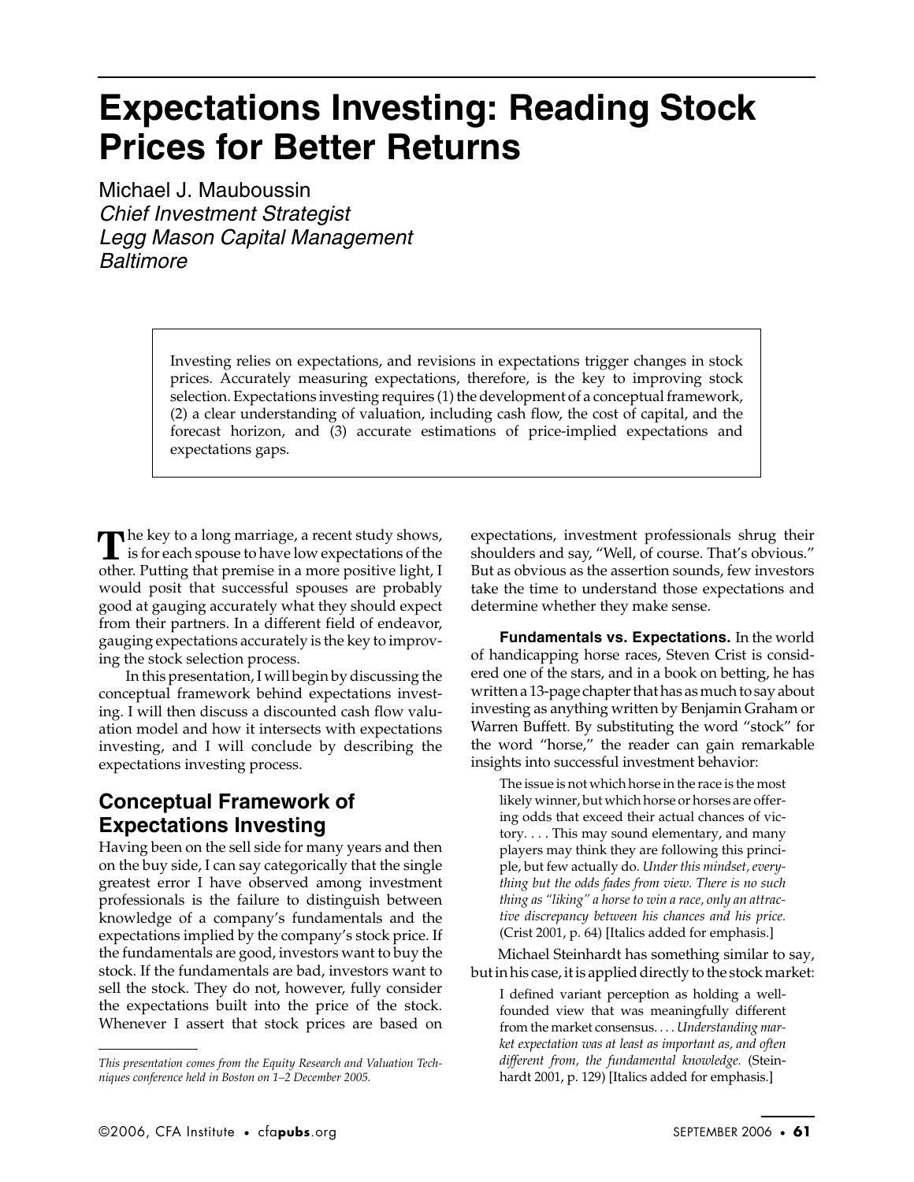# Expectations Investing: Reading Stock Prices for Better Returns

Michael J. Mauboussin
*Chief Investment Strategist*
*Legg Mason Capital Management*
*Baltimore*

> Investing relies on expectations, and revisions in expectations trigger changes in stock prices. Accurately measuring expectations, therefore, is the key to improving stock selection. Expectations investing requires (1) the development of a conceptual framework, (2) a clear understanding of valuation, including cash flow, the cost of capital, and the forecast horizon, and (3) accurate estimations of price-implied expectations and expectations gaps.

The key to a long marriage, a recent study shows, is for each spouse to have low expectations of the other. Putting that premise in a more positive light, I would posit that successful spouses are probably good at gauging accurately what they should expect from their partners. In a different field of endeavor, gauging expectations accurately is the key to improving the stock selection process.

In this presentation, I will begin by discussing the conceptual framework behind expectations investing. I will then discuss a discounted cash flow valuation model and how it intersects with expectations investing, and I will conclude by describing the expectations investing process.

## Conceptual Framework of Expectations Investing

Having been on the sell side for many years and then on the buy side, I can say categorically that the single greatest error I have observed among investment professionals is the failure to distinguish between knowledge of a company's fundamentals and the expectations implied by the company's stock price. If the fundamentals are good, investors want to buy the stock. If the fundamentals are bad, investors want to sell the stock. They do not, however, fully consider the expectations built into the price of the stock. Whenever I assert that stock prices are based on expectations, investment professionals shrug their shoulders and say, "Well, of course. That's obvious." But as obvious as the assertion sounds, few investors take the time to understand those expectations and determine whether they make sense.

**Fundamentals vs. Expectations.** In the world of handicapping horse races, Steven Crist is considered one of the stars, and in a book on betting, he has written a 13-page chapter that has as much to say about investing as anything written by Benjamin Graham or Warren Buffett. By substituting the word "stock" for the word "horse," the reader can gain remarkable insights into successful investment behavior:

> The issue is not which horse in the race is the most likely winner, but which horse or horses are offering odds that exceed their actual chances of victory. . . . This may sound elementary, and many players may think they are following this principle, but few actually do. *Under this mindset, everything but the odds fades from view. There is no such thing as "liking" a horse to win a race, only an attractive discrepancy between his chances and his price.* (Crist 2001, p. 64) [Italics added for emphasis.]

Michael Steinhardt has something similar to say, but in his case, it is applied directly to the stock market:

> I defined variant perception as holding a well-founded view that was meaningfully different from the market consensus. . . . *Understanding market expectation was at least as important as, and often different from, the fundamental knowledge.* (Steinhardt 2001, p. 129) [Italics added for emphasis.]

*This presentation comes from the Equity Research and Valuation Techniques conference held in Boston on 1–2 December 2005.*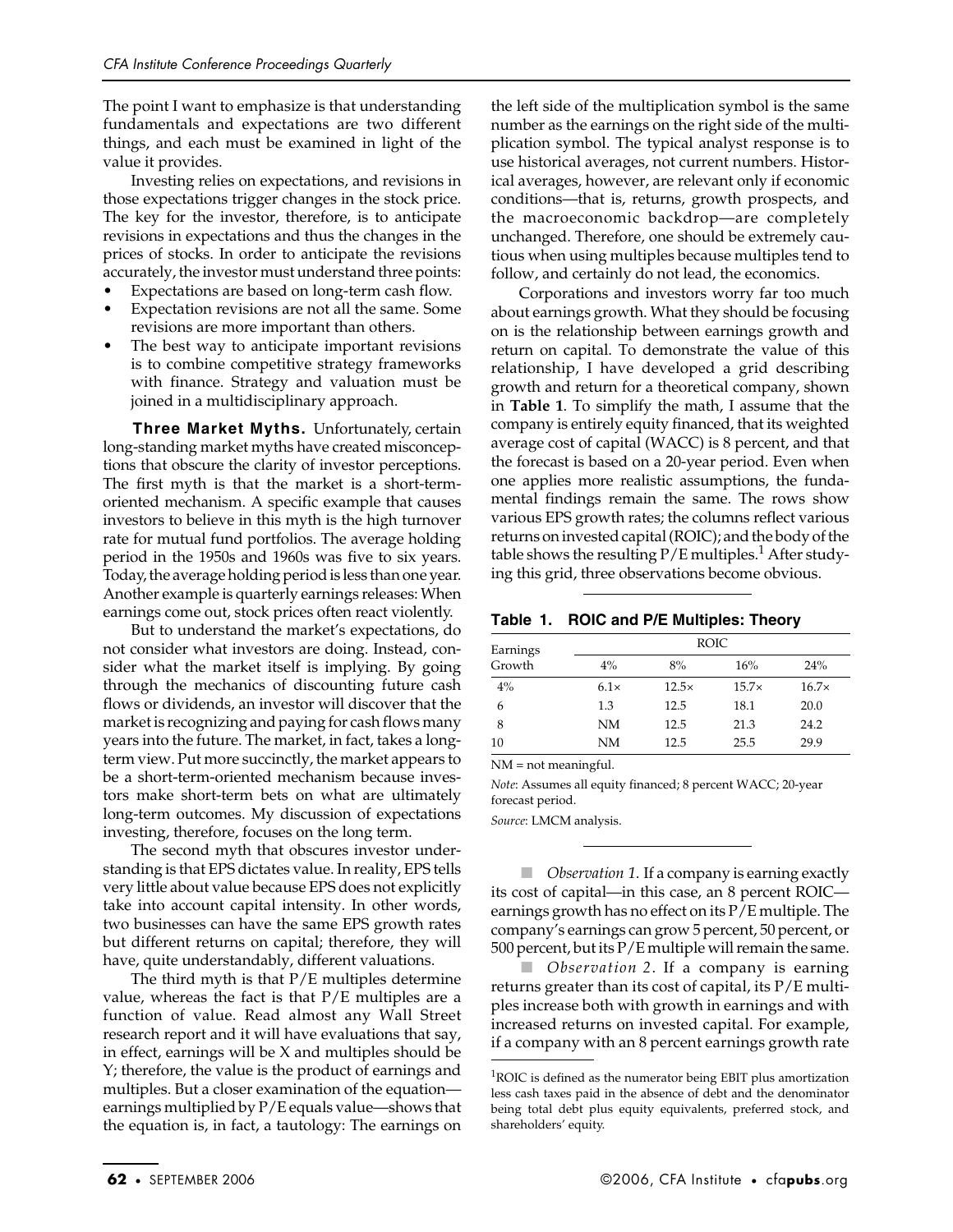The point I want to emphasize is that understanding fundamentals and expectations are two different things, and each must be examined in light of the value it provides.

Investing relies on expectations, and revisions in those expectations trigger changes in the stock price. The key for the investor, therefore, is to anticipate revisions in expectations and thus the changes in the prices of stocks. In order to anticipate the revisions accurately, the investor must understand three points:

- Expectations are based on long-term cash flow.
- Expectation revisions are not all the same. Some revisions are more important than others.
- The best way to anticipate important revisions is to combine competitive strategy frameworks with finance. Strategy and valuation must be joined in a multidisciplinary approach.

**Three Market Myths.** Unfortunately, certain long-standing market myths have created misconceptions that obscure the clarity of investor perceptions. The first myth is that the market is a short-term-oriented mechanism. A specific example that causes investors to believe in this myth is the high turnover rate for mutual fund portfolios. The average holding period in the 1950s and 1960s was five to six years. Today, the average holding period is less than one year. Another example is quarterly earnings releases: When earnings come out, stock prices often react violently.

But to understand the market's expectations, do not consider what investors are doing. Instead, consider what the market itself is implying. By going through the mechanics of discounting future cash flows or dividends, an investor will discover that the market is recognizing and paying for cash flows many years into the future. The market, in fact, takes a long-term view. Put more succinctly, the market appears to be a short-term-oriented mechanism because investors make short-term bets on what are ultimately long-term outcomes. My discussion of expectations investing, therefore, focuses on the long term.

The second myth that obscures investor understanding is that EPS dictates value. In reality, EPS tells very little about value because EPS does not explicitly take into account capital intensity. In other words, two businesses can have the same EPS growth rates but different returns on capital; therefore, they will have, quite understandably, different valuations.

The third myth is that P/E multiples determine value, whereas the fact is that P/E multiples are a function of value. Read almost any Wall Street research report and it will have evaluations that say, in effect, earnings will be X and multiples should be Y; therefore, the value is the product of earnings and multiples. But a closer examination of the equation—earnings multiplied by P/E equals value—shows that the equation is, in fact, a tautology: The earnings on the left side of the multiplication symbol is the same number as the earnings on the right side of the multiplication symbol. The typical analyst response is to use historical averages, not current numbers. Historical averages, however, are relevant only if economic conditions—that is, returns, growth prospects, and the macroeconomic backdrop—are completely unchanged. Therefore, one should be extremely cautious when using multiples because multiples tend to follow, and certainly do not lead, the economics.

Corporations and investors worry far too much about earnings growth. What they should be focusing on is the relationship between earnings growth and return on capital. To demonstrate the value of this relationship, I have developed a grid describing growth and return for a theoretical company, shown in **Table 1**. To simplify the math, I assume that the company is entirely equity financed, that its weighted average cost of capital (WACC) is 8 percent, and that the forecast is based on a 20-year period. Even when one applies more realistic assumptions, the fundamental findings remain the same. The rows show various EPS growth rates; the columns reflect various returns on invested capital (ROIC); and the body of the table shows the resulting P/E multiples.[1] After studying this grid, three observations become obvious.

**Table 1. ROIC and P/E Multiples: Theory**

| Earnings Growth | ROIC | | | |
|---|---|---|---|---|
| | 4% | 8% | 16% | 24% |
| 4% | 6.1× | 12.5× | 15.7× | 16.7× |
| 6 | 1.3 | 12.5 | 18.1 | 20.0 |
| 8 | NM | 12.5 | 21.3 | 24.2 |
| 10 | NM | 12.5 | 25.5 | 29.9 |

NM = not meaningful.

*Note*: Assumes all equity financed; 8 percent WACC; 20-year forecast period.

*Source*: LMCM analysis.

*Observation 1.* If a company is earning exactly its cost of capital—in this case, an 8 percent ROIC—earnings growth has no effect on its P/E multiple. The company's earnings can grow 5 percent, 50 percent, or 500 percent, but its P/E multiple will remain the same.

*Observation 2.* If a company is earning returns greater than its cost of capital, its P/E multiples increase both with growth in earnings and with increased returns on invested capital. For example, if a company with an 8 percent earnings growth rate

[1] ROIC is defined as the numerator being EBIT plus amortization less cash taxes paid in the absence of debt and the denominator being total debt plus equity equivalents, preferred stock, and shareholders' equity.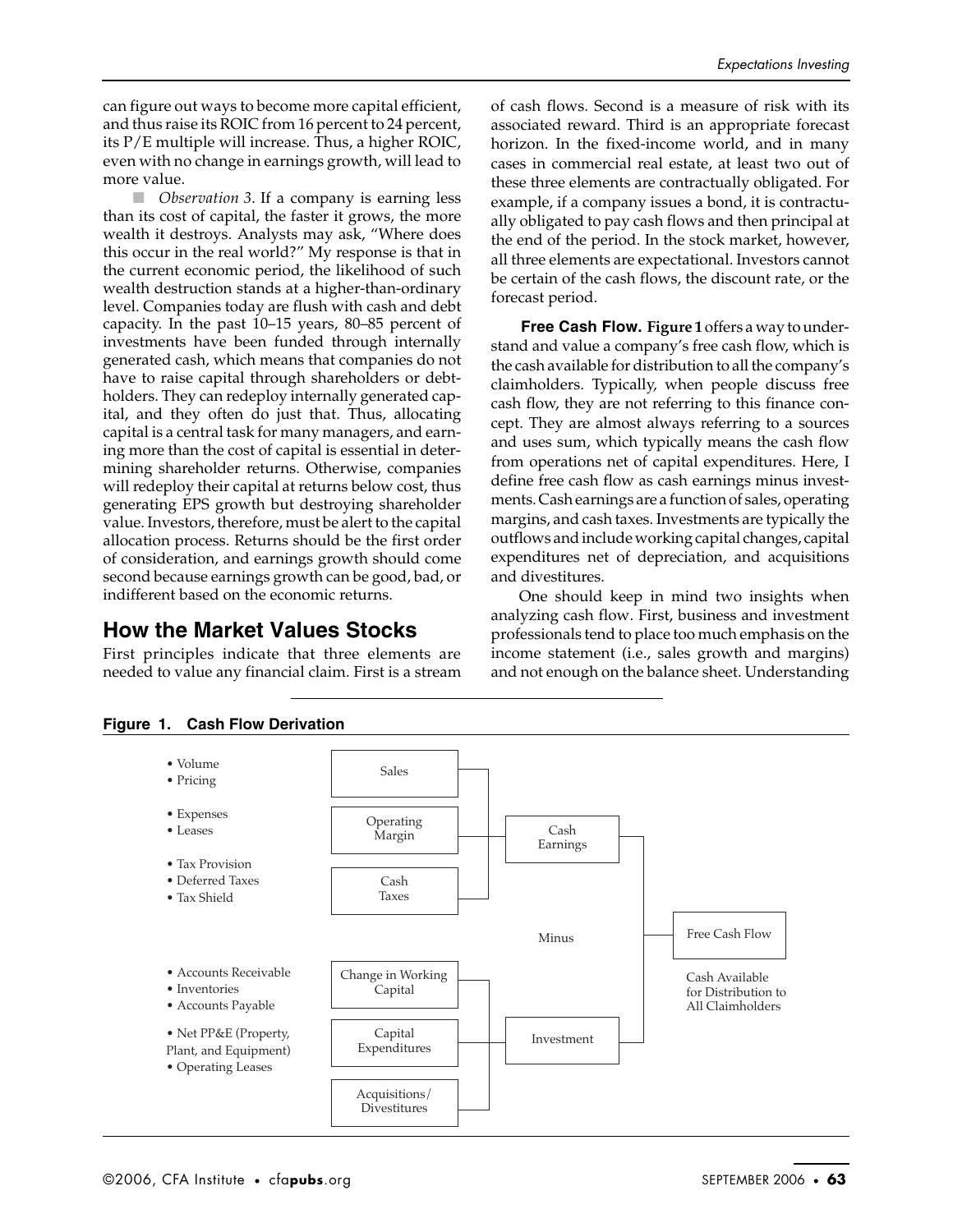can figure out ways to become more capital efficient, and thus raise its ROIC from 16 percent to 24 percent, its P/E multiple will increase. Thus, a higher ROIC, even with no change in earnings growth, will lead to more value.

- *Observation 3.* If a company is earning less than its cost of capital, the faster it grows, the more wealth it destroys. Analysts may ask, "Where does this occur in the real world?" My response is that in the current economic period, the likelihood of such wealth destruction stands at a higher-than-ordinary level. Companies today are flush with cash and debt capacity. In the past 10–15 years, 80–85 percent of investments have been funded through internally generated cash, which means that companies do not have to raise capital through shareholders or debtholders. They can redeploy internally generated capital, and they often do just that. Thus, allocating capital is a central task for many managers, and earning more than the cost of capital is essential in determining shareholder returns. Otherwise, companies will redeploy their capital at returns below cost, thus generating EPS growth but destroying shareholder value. Investors, therefore, must be alert to the capital allocation process. Returns should be the first order of consideration, and earnings growth should come second because earnings growth can be good, bad, or indifferent based on the economic returns.

## How the Market Values Stocks

First principles indicate that three elements are needed to value any financial claim. First is a stream of cash flows. Second is a measure of risk with its associated reward. Third is an appropriate forecast horizon. In the fixed-income world, and in many cases in commercial real estate, at least two out of these three elements are contractually obligated. For example, if a company issues a bond, it is contractually obligated to pay cash flows and then principal at the end of the period. In the stock market, however, all three elements are expectational. Investors cannot be certain of the cash flows, the discount rate, or the forecast period.

**Free Cash Flow.** **Figure 1** offers a way to understand and value a company's free cash flow, which is the cash available for distribution to all the company's claimholders. Typically, when people discuss free cash flow, they are not referring to this finance concept. They are almost always referring to a sources and uses sum, which typically means the cash flow from operations net of capital expenditures. Here, I define free cash flow as cash earnings minus investments. Cash earnings are a function of sales, operating margins, and cash taxes. Investments are typically the outflows and include working capital changes, capital expenditures net of depreciation, and acquisitions and divestitures.

One should keep in mind two insights when analyzing cash flow. First, business and investment professionals tend to place too much emphasis on the income statement (i.e., sales growth and margins) and not enough on the balance sheet. Understanding

**Figure 1. Cash Flow Derivation**

| Drivers | Component | Aggregate | Result |
|---|---|---|---|
| • Volume<br>• Pricing | Sales | Cash Earnings | Free Cash Flow<br>(Cash Earnings Minus Investment)<br>Cash Available for Distribution to All Claimholders |
| • Expenses<br>• Leases | Operating Margin | | |
| • Tax Provision<br>• Deferred Taxes<br>• Tax Shield | Cash Taxes | | |
| • Accounts Receivable<br>• Inventories<br>• Accounts Payable | Change in Working Capital | Investment | |
| • Net PP&E (Property, Plant, and Equipment)<br>• Operating Leases | Capital Expenditures | | |
| | Acquisitions/ Divestitures | | |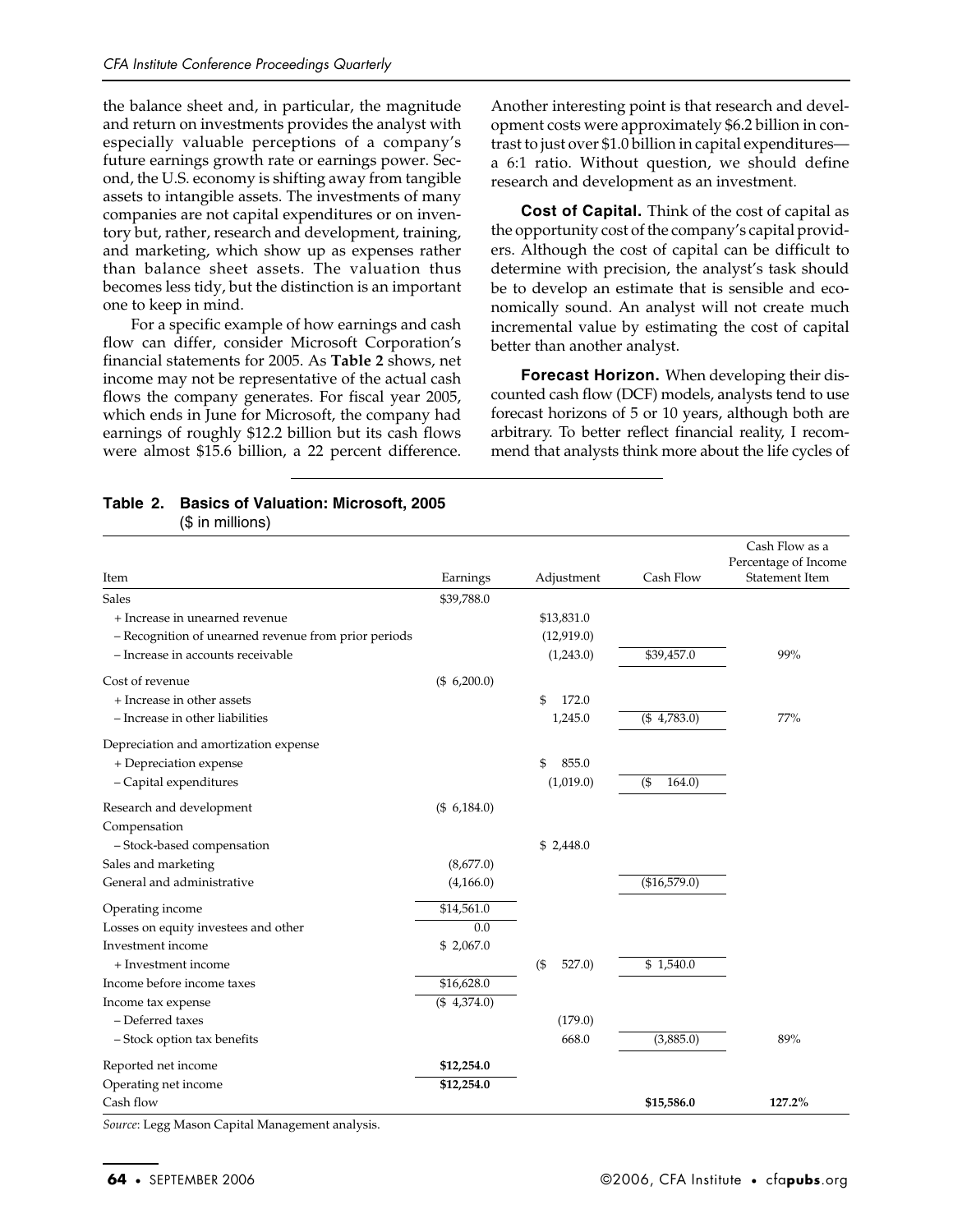the balance sheet and, in particular, the magnitude and return on investments provides the analyst with especially valuable perceptions of a company's future earnings growth rate or earnings power. Second, the U.S. economy is shifting away from tangible assets to intangible assets. The investments of many companies are not capital expenditures or on inventory but, rather, research and development, training, and marketing, which show up as expenses rather than balance sheet assets. The valuation thus becomes less tidy, but the distinction is an important one to keep in mind.

For a specific example of how earnings and cash flow can differ, consider Microsoft Corporation's financial statements for 2005. As **Table 2** shows, net income may not be representative of the actual cash flows the company generates. For fiscal year 2005, which ends in June for Microsoft, the company had earnings of roughly $12.2 billion but its cash flows were almost $15.6 billion, a 22 percent difference. Another interesting point is that research and development costs were approximately $6.2 billion in contrast to just over $1.0 billion in capital expenditures—a 6:1 ratio. Without question, we should define research and development as an investment.

**Cost of Capital.** Think of the cost of capital as the opportunity cost of the company's capital providers. Although the cost of capital can be difficult to determine with precision, the analyst's task should be to develop an estimate that is sensible and economically sound. An analyst will not create much incremental value by estimating the cost of capital better than another analyst.

**Forecast Horizon.** When developing their discounted cash flow (DCF) models, analysts tend to use forecast horizons of 5 or 10 years, although both are arbitrary. To better reflect financial reality, I recommend that analysts think more about the life cycles of

**Table 2. Basics of Valuation: Microsoft, 2005**
($ in millions)

| Item | Earnings | Adjustment | Cash Flow | Cash Flow as a Percentage of Income Statement Item |
|---|---|---|---|---|
| Sales | $39,788.0 | | | |
| + Increase in unearned revenue | | $13,831.0 | | |
| – Recognition of unearned revenue from prior periods | | (12,919.0) | | |
| – Increase in accounts receivable | | (1,243.0) | $39,457.0 | 99% |
| Cost of revenue | ($ 6,200.0) | | | |
| + Increase in other assets | | $ 172.0 | | |
| – Increase in other liabilities | | 1,245.0 | ($ 4,783.0) | 77% |
| Depreciation and amortization expense | | | | |
| + Depreciation expense | | $ 855.0 | | |
| – Capital expenditures | | (1,019.0) | ($ 164.0) | |
| Research and development | ($ 6,184.0) | | | |
| Compensation | | | | |
| – Stock-based compensation | | $ 2,448.0 | | |
| Sales and marketing | (8,677.0) | | | |
| General and administrative | (4,166.0) | | ($16,579.0) | |
| Operating income | $14,561.0 | | | |
| Losses on equity investees and other | 0.0 | | | |
| Investment income | $ 2,067.0 | | | |
| + Investment income | | ($ 527.0) | $ 1,540.0 | |
| Income before income taxes | $16,628.0 | | | |
| Income tax expense | ($ 4,374.0) | | | |
| – Deferred taxes | | (179.0) | | |
| – Stock option tax benefits | | 668.0 | (3,885.0) | 89% |
| Reported net income | **$12,254.0** | | | |
| Operating net income | **$12,254.0** | | | |
| Cash flow | | | **$15,586.0** | **127.2%** |

*Source:* Legg Mason Capital Management analysis.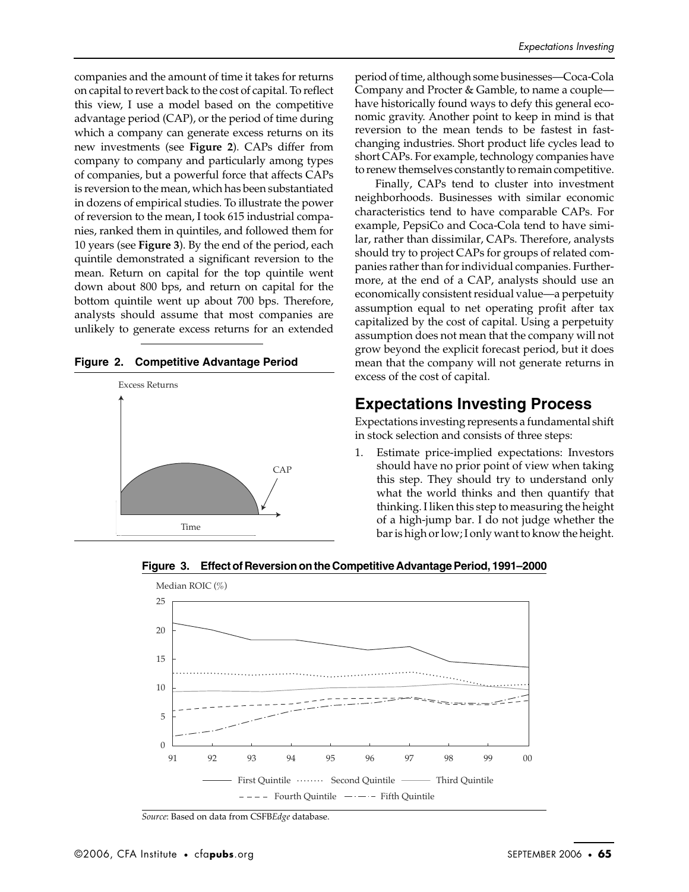companies and the amount of time it takes for returns on capital to revert back to the cost of capital. To reflect this view, I use a model based on the competitive advantage period (CAP), or the period of time during which a company can generate excess returns on its new investments (see **Figure 2**). CAPs differ from company to company and particularly among types of companies, but a powerful force that affects CAPs is reversion to the mean, which has been substantiated in dozens of empirical studies. To illustrate the power of reversion to the mean, I took 615 industrial companies, ranked them in quintiles, and followed them for 10 years (see **Figure 3**). By the end of the period, each quintile demonstrated a significant reversion to the mean. Return on capital for the top quintile went down about 800 bps, and return on capital for the bottom quintile went up about 700 bps. Therefore, analysts should assume that most companies are unlikely to generate excess returns for an extended period of time, although some businesses—Coca-Cola Company and Procter & Gamble, to name a couple—have historically found ways to defy this general economic gravity. Another point to keep in mind is that reversion to the mean tends to be fastest in fast-changing industries. Short product life cycles lead to short CAPs. For example, technology companies have to renew themselves constantly to remain competitive.

**Figure 2. Competitive Advantage Period**

Finally, CAPs tend to cluster into investment neighborhoods. Businesses with similar economic characteristics tend to have comparable CAPs. For example, PepsiCo and Coca-Cola tend to have similar, rather than dissimilar, CAPs. Therefore, analysts should try to project CAPs for groups of related companies rather than for individual companies. Furthermore, at the end of a CAP, analysts should use an economically consistent residual value—a perpetuity assumption equal to net operating profit after tax capitalized by the cost of capital. Using a perpetuity assumption does not mean that the company will not grow beyond the explicit forecast period, but it does mean that the company will not generate returns in excess of the cost of capital.

## Expectations Investing Process

Expectations investing represents a fundamental shift in stock selection and consists of three steps:

1. Estimate price-implied expectations: Investors should have no prior point of view when taking this step. They should try to understand only what the world thinks and then quantify that thinking. I liken this step to measuring the height of a high-jump bar. I do not judge whether the bar is high or low; I only want to know the height.

**Figure 3. Effect of Reversion on the Competitive Advantage Period, 1991–2000**

*Source*: Based on data from CSFB*Edge* database.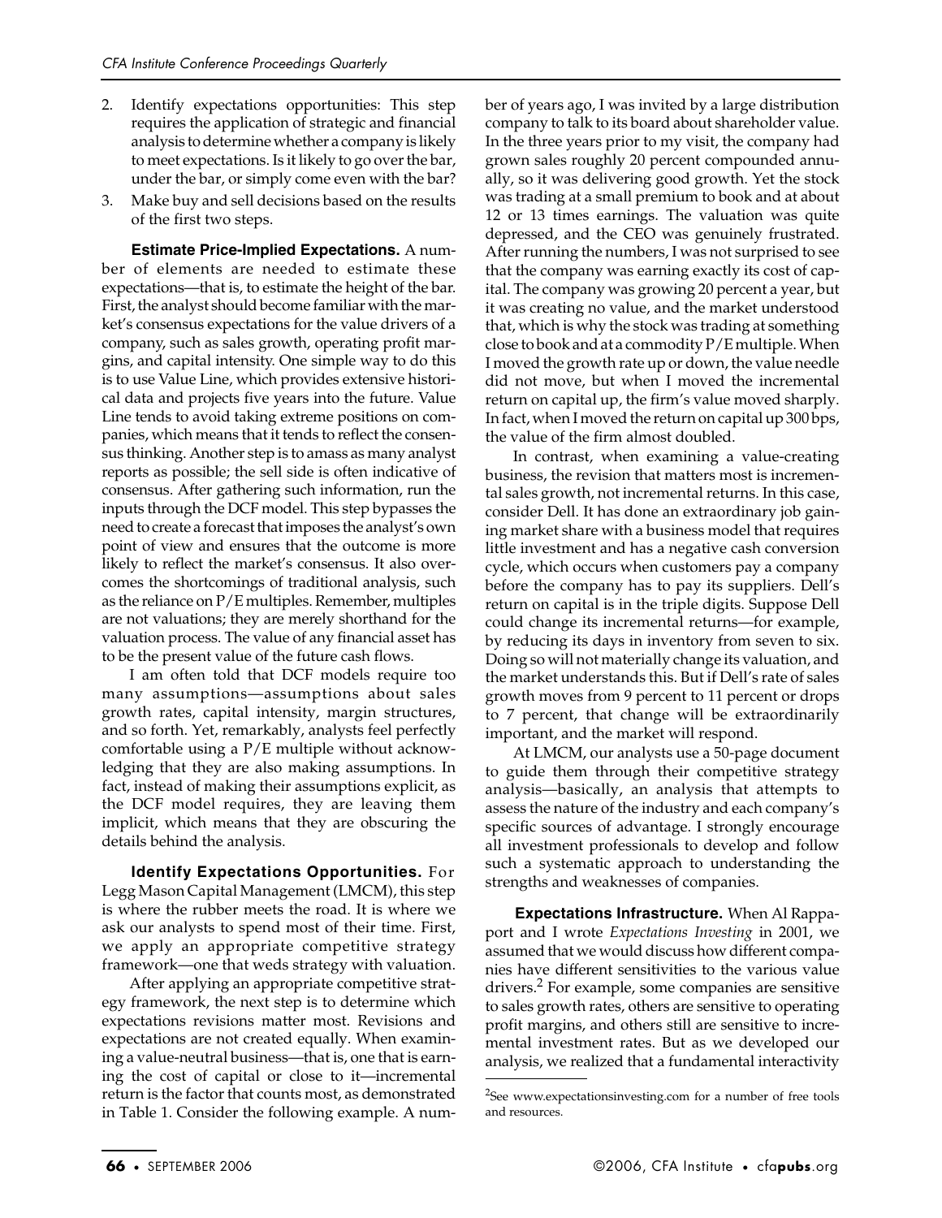2. Identify expectations opportunities: This step requires the application of strategic and financial analysis to determine whether a company is likely to meet expectations. Is it likely to go over the bar, under the bar, or simply come even with the bar?
3. Make buy and sell decisions based on the results of the first two steps.

**Estimate Price-Implied Expectations.** A number of elements are needed to estimate these expectations—that is, to estimate the height of the bar. First, the analyst should become familiar with the market's consensus expectations for the value drivers of a company, such as sales growth, operating profit margins, and capital intensity. One simple way to do this is to use Value Line, which provides extensive historical data and projects five years into the future. Value Line tends to avoid taking extreme positions on companies, which means that it tends to reflect the consensus thinking. Another step is to amass as many analyst reports as possible; the sell side is often indicative of consensus. After gathering such information, run the inputs through the DCF model. This step bypasses the need to create a forecast that imposes the analyst's own point of view and ensures that the outcome is more likely to reflect the market's consensus. It also overcomes the shortcomings of traditional analysis, such as the reliance on P/E multiples. Remember, multiples are not valuations; they are merely shorthand for the valuation process. The value of any financial asset has to be the present value of the future cash flows.

I am often told that DCF models require too many assumptions—assumptions about sales growth rates, capital intensity, margin structures, and so forth. Yet, remarkably, analysts feel perfectly comfortable using a P/E multiple without acknowledging that they are also making assumptions. In fact, instead of making their assumptions explicit, as the DCF model requires, they are leaving them implicit, which means that they are obscuring the details behind the analysis.

**Identify Expectations Opportunities.** For Legg Mason Capital Management (LMCM), this step is where the rubber meets the road. It is where we ask our analysts to spend most of their time. First, we apply an appropriate competitive strategy framework—one that weds strategy with valuation.

After applying an appropriate competitive strategy framework, the next step is to determine which expectations revisions matter most. Revisions and expectations are not created equally. When examining a value-neutral business—that is, one that is earning the cost of capital or close to it—incremental return is the factor that counts most, as demonstrated in Table 1. Consider the following example. A number of years ago, I was invited by a large distribution company to talk to its board about shareholder value. In the three years prior to my visit, the company had grown sales roughly 20 percent compounded annually, so it was delivering good growth. Yet the stock was trading at a small premium to book and at about 12 or 13 times earnings. The valuation was quite depressed, and the CEO was genuinely frustrated. After running the numbers, I was not surprised to see that the company was earning exactly its cost of capital. The company was growing 20 percent a year, but it was creating no value, and the market understood that, which is why the stock was trading at something close to book and at a commodity P/E multiple. When I moved the growth rate up or down, the value needle did not move, but when I moved the incremental return on capital up, the firm's value moved sharply. In fact, when I moved the return on capital up 300 bps, the value of the firm almost doubled.

In contrast, when examining a value-creating business, the revision that matters most is incremental sales growth, not incremental returns. In this case, consider Dell. It has done an extraordinary job gaining market share with a business model that requires little investment and has a negative cash conversion cycle, which occurs when customers pay a company before the company has to pay its suppliers. Dell's return on capital is in the triple digits. Suppose Dell could change its incremental returns—for example, by reducing its days in inventory from seven to six. Doing so will not materially change its valuation, and the market understands this. But if Dell's rate of sales growth moves from 9 percent to 11 percent or drops to 7 percent, that change will be extraordinarily important, and the market will respond.

At LMCM, our analysts use a 50-page document to guide them through their competitive strategy analysis—basically, an analysis that attempts to assess the nature of the industry and each company's specific sources of advantage. I strongly encourage all investment professionals to develop and follow such a systematic approach to understanding the strengths and weaknesses of companies.

**Expectations Infrastructure.** When Al Rappaport and I wrote *Expectations Investing* in 2001, we assumed that we would discuss how different companies have different sensitivities to the various value drivers.[2] For example, some companies are sensitive to sales growth rates, others are sensitive to operating profit margins, and others still are sensitive to incremental investment rates. But as we developed our analysis, we realized that a fundamental interactivity

[2]See www.expectationsinvesting.com for a number of free tools and resources.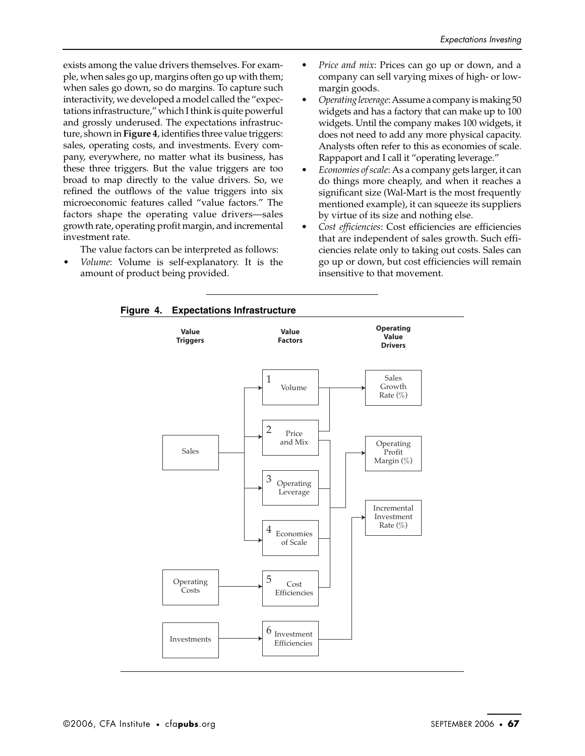exists among the value drivers themselves. For example, when sales go up, margins often go up with them; when sales go down, so do margins. To capture such interactivity, we developed a model called the "expectations infrastructure," which I think is quite powerful and grossly underused. The expectations infrastructure, shown in **Figure 4**, identifies three value triggers: sales, operating costs, and investments. Every company, everywhere, no matter what its business, has these three triggers. But the value triggers are too broad to map directly to the value drivers. So, we refined the outflows of the value triggers into six microeconomic features called "value factors." The factors shape the operating value drivers—sales growth rate, operating profit margin, and incremental investment rate.

The value factors can be interpreted as follows:

- *Volume*: Volume is self-explanatory. It is the amount of product being provided.
- *Price and mix*: Prices can go up or down, and a company can sell varying mixes of high- or low-margin goods.
- *Operating leverage*: Assume a company is making 50 widgets and has a factory that can make up to 100 widgets. Until the company makes 100 widgets, it does not need to add any more physical capacity. Analysts often refer to this as economies of scale. Rappaport and I call it "operating leverage."
- *Economies of scale*: As a company gets larger, it can do things more cheaply, and when it reaches a significant size (Wal-Mart is the most frequently mentioned example), it can squeeze its suppliers by virtue of its size and nothing else.
- *Cost efficiencies*: Cost efficiencies are efficiencies that are independent of sales growth. Such efficiencies relate only to taking out costs. Sales can go up or down, but cost efficiencies will remain insensitive to that movement.

**Figure 4. Expectations Infrastructure**

| Value Triggers | Value Factors | Operating Value Drivers |
|---|---|---|
| Sales | 1 Volume | Sales Growth Rate (%) |
| | 2 Price and Mix | Sales Growth Rate (%); Operating Profit Margin (%) |
| | 3 Operating Leverage | Operating Profit Margin (%) |
| | 4 Economies of Scale | Operating Profit Margin (%) |
| Operating Costs | 5 Cost Efficiencies | Operating Profit Margin (%) |
| Investments | 6 Investment Efficiencies | Incremental Investment Rate (%) |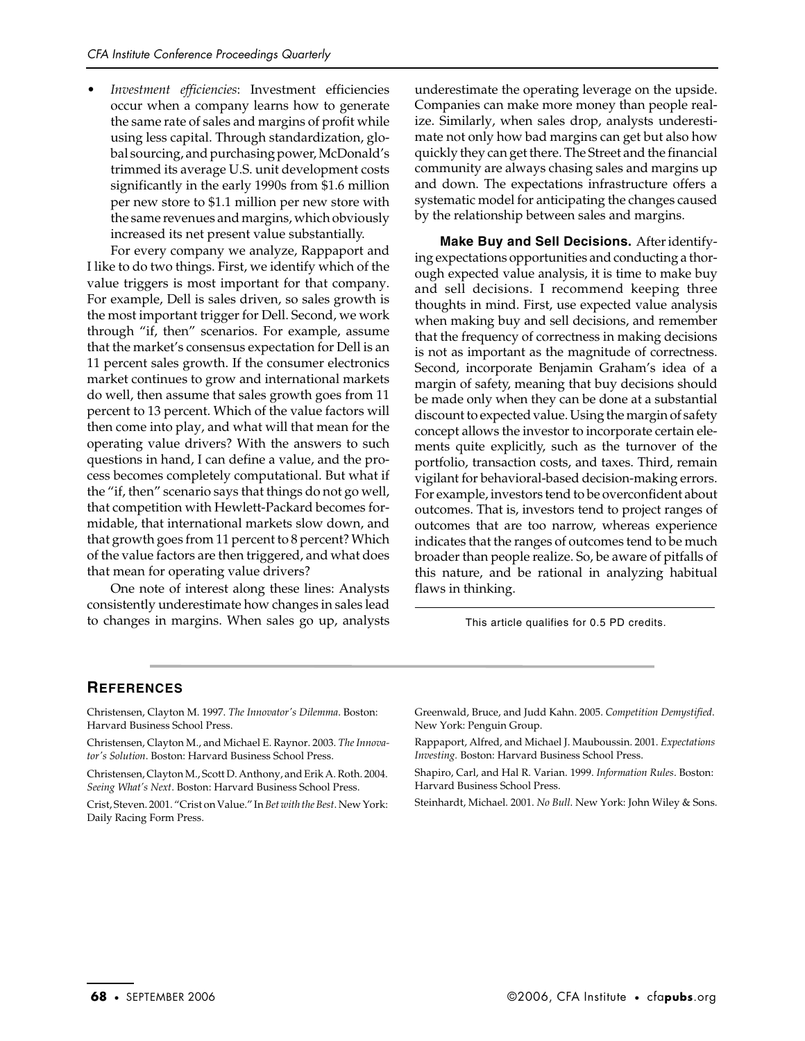- *Investment efficiencies*: Investment efficiencies occur when a company learns how to generate the same rate of sales and margins of profit while using less capital. Through standardization, global sourcing, and purchasing power, McDonald's trimmed its average U.S. unit development costs significantly in the early 1990s from $1.6 million per new store to $1.1 million per new store with the same revenues and margins, which obviously increased its net present value substantially.

For every company we analyze, Rappaport and I like to do two things. First, we identify which of the value triggers is most important for that company. For example, Dell is sales driven, so sales growth is the most important trigger for Dell. Second, we work through "if, then" scenarios. For example, assume that the market's consensus expectation for Dell is an 11 percent sales growth. If the consumer electronics market continues to grow and international markets do well, then assume that sales growth goes from 11 percent to 13 percent. Which of the value factors will then come into play, and what will that mean for the operating value drivers? With the answers to such questions in hand, I can define a value, and the process becomes completely computational. But what if the "if, then" scenario says that things do not go well, that competition with Hewlett-Packard becomes formidable, that international markets slow down, and that growth goes from 11 percent to 8 percent? Which of the value factors are then triggered, and what does that mean for operating value drivers?

One note of interest along these lines: Analysts consistently underestimate how changes in sales lead to changes in margins. When sales go up, analysts underestimate the operating leverage on the upside. Companies can make more money than people realize. Similarly, when sales drop, analysts underestimate not only how bad margins can get but also how quickly they can get there. The Street and the financial community are always chasing sales and margins up and down. The expectations infrastructure offers a systematic model for anticipating the changes caused by the relationship between sales and margins.

**Make Buy and Sell Decisions.** After identifying expectations opportunities and conducting a thorough expected value analysis, it is time to make buy and sell decisions. I recommend keeping three thoughts in mind. First, use expected value analysis when making buy and sell decisions, and remember that the frequency of correctness in making decisions is not as important as the magnitude of correctness. Second, incorporate Benjamin Graham's idea of a margin of safety, meaning that buy decisions should be made only when they can be done at a substantial discount to expected value. Using the margin of safety concept allows the investor to incorporate certain elements quite explicitly, such as the turnover of the portfolio, transaction costs, and taxes. Third, remain vigilant for behavioral-based decision-making errors. For example, investors tend to be overconfident about outcomes. That is, investors tend to project ranges of outcomes that are too narrow, whereas experience indicates that the ranges of outcomes tend to be much broader than people realize. So, be aware of pitfalls of this nature, and be rational in analyzing habitual flaws in thinking.

This article qualifies for 0.5 PD credits.

## References

Christensen, Clayton M. 1997. *The Innovator's Dilemma*. Boston: Harvard Business School Press.

Christensen, Clayton M., and Michael E. Raynor. 2003. *The Innovator's Solution*. Boston: Harvard Business School Press.

Christensen, Clayton M., Scott D. Anthony, and Erik A. Roth. 2004. *Seeing What's Next*. Boston: Harvard Business School Press.

Crist, Steven. 2001. "Crist on Value." In *Bet with the Best*. New York: Daily Racing Form Press.

Greenwald, Bruce, and Judd Kahn. 2005. *Competition Demystified*. New York: Penguin Group.

Rappaport, Alfred, and Michael J. Mauboussin. 2001. *Expectations Investing*. Boston: Harvard Business School Press.

Shapiro, Carl, and Hal R. Varian. 1999. *Information Rules*. Boston: Harvard Business School Press.

Steinhardt, Michael. 2001. *No Bull*. New York: John Wiley & Sons.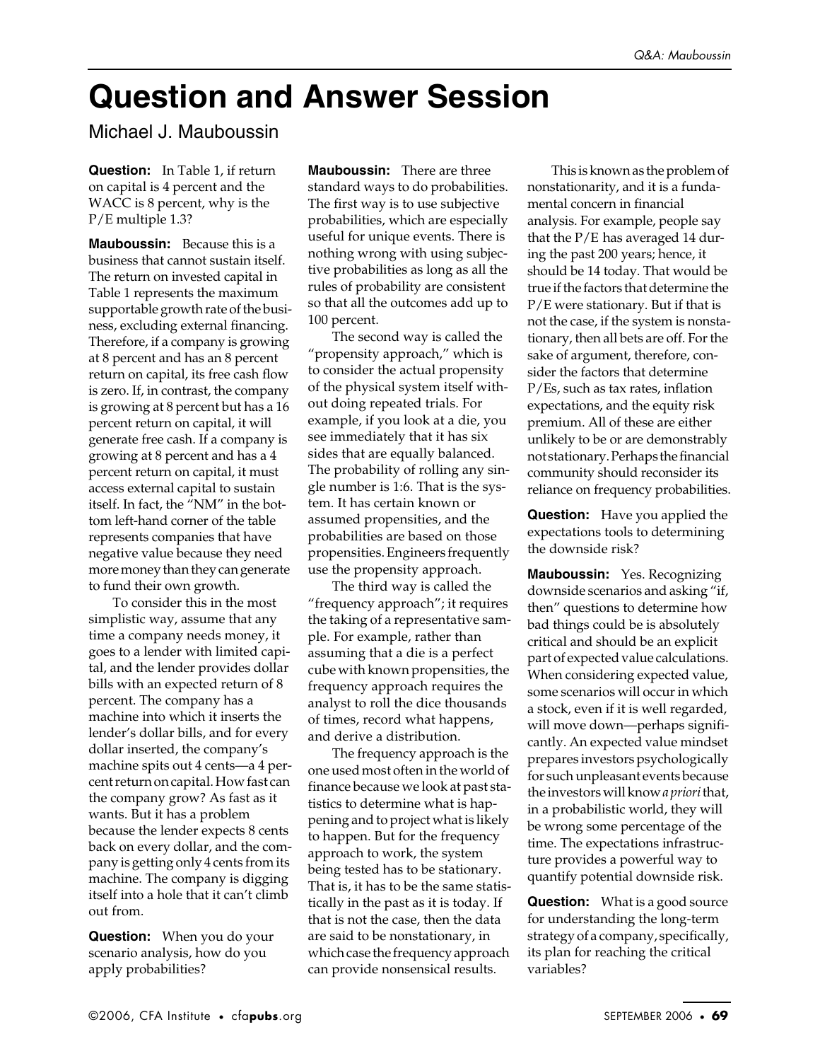# Question and Answer Session

Michael J. Mauboussin

**Question:** In Table 1, if return on capital is 4 percent and the WACC is 8 percent, why is the P/E multiple 1.3?

**Mauboussin:** Because this is a business that cannot sustain itself. The return on invested capital in Table 1 represents the maximum supportable growth rate of the business, excluding external financing. Therefore, if a company is growing at 8 percent and has an 8 percent return on capital, its free cash flow is zero. If, in contrast, the company is growing at 8 percent but has a 16 percent return on capital, it will generate free cash. If a company is growing at 8 percent and has a 4 percent return on capital, it must access external capital to sustain itself. In fact, the "NM" in the bottom left-hand corner of the table represents companies that have negative value because they need more money than they can generate to fund their own growth.

To consider this in the most simplistic way, assume that any time a company needs money, it goes to a lender with limited capital, and the lender provides dollar bills with an expected return of 8 percent. The company has a machine into which it inserts the lender's dollar bills, and for every dollar inserted, the company's machine spits out 4 cents—a 4 percent return on capital. How fast can the company grow? As fast as it wants. But it has a problem because the lender expects 8 cents back on every dollar, and the company is getting only 4 cents from its machine. The company is digging itself into a hole that it can't climb out from.

**Question:** When you do your scenario analysis, how do you apply probabilities?

**Mauboussin:** There are three standard ways to do probabilities. The first way is to use subjective probabilities, which are especially useful for unique events. There is nothing wrong with using subjective probabilities as long as all the rules of probability are consistent so that all the outcomes add up to 100 percent.

The second way is called the "propensity approach," which is to consider the actual propensity of the physical system itself without doing repeated trials. For example, if you look at a die, you see immediately that it has six sides that are equally balanced. The probability of rolling any single number is 1:6. That is the system. It has certain known or assumed propensities, and the probabilities are based on those propensities. Engineers frequently use the propensity approach.

The third way is called the "frequency approach"; it requires the taking of a representative sample. For example, rather than assuming that a die is a perfect cube with known propensities, the frequency approach requires the analyst to roll the dice thousands of times, record what happens, and derive a distribution.

The frequency approach is the one used most often in the world of finance because we look at past statistics to determine what is happening and to project what is likely to happen. But for the frequency approach to work, the system being tested has to be stationary. That is, it has to be the same statistically in the past as it is today. If that is not the case, then the data are said to be nonstationary, in which case the frequency approach can provide nonsensical results.

This is known as the problem of nonstationarity, and it is a fundamental concern in financial analysis. For example, people say that the P/E has averaged 14 during the past 200 years; hence, it should be 14 today. That would be true if the factors that determine the P/E were stationary. But if that is not the case, if the system is nonstationary, then all bets are off. For the sake of argument, therefore, consider the factors that determine P/Es, such as tax rates, inflation expectations, and the equity risk premium. All of these are either unlikely to be or are demonstrably not stationary. Perhaps the financial community should reconsider its reliance on frequency probabilities.

**Question:** Have you applied the expectations tools to determining the downside risk?

**Mauboussin:** Yes. Recognizing downside scenarios and asking "if, then" questions to determine how bad things could be is absolutely critical and should be an explicit part of expected value calculations. When considering expected value, some scenarios will occur in which a stock, even if it is well regarded, will move down—perhaps significantly. An expected value mindset prepares investors psychologically for such unpleasant events because the investors will know *a priori* that, in a probabilistic world, they will be wrong some percentage of the time. The expectations infrastructure provides a powerful way to quantify potential downside risk.

**Question:** What is a good source for understanding the long-term strategy of a company, specifically, its plan for reaching the critical variables?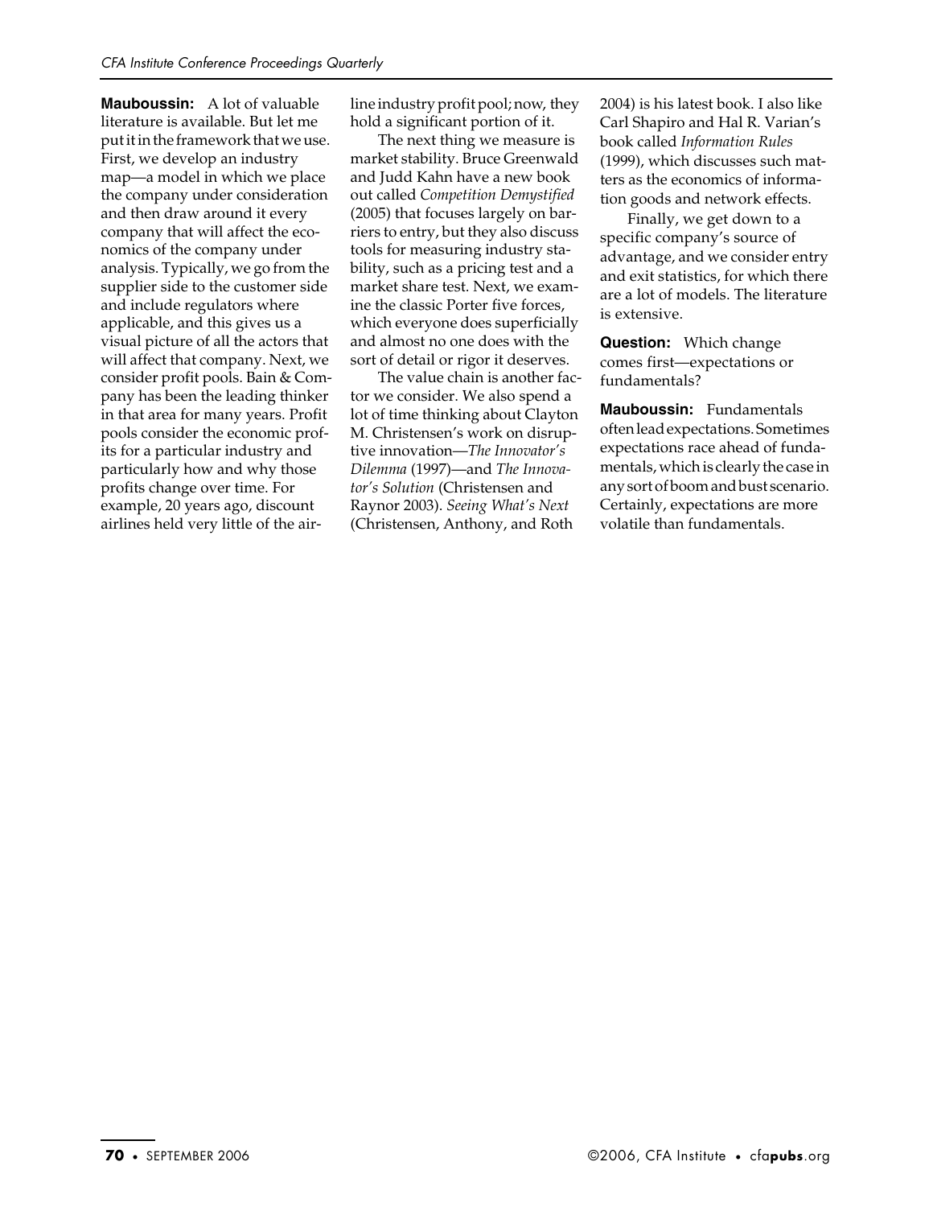**Mauboussin:** A lot of valuable literature is available. But let me put it in the framework that we use. First, we develop an industry map—a model in which we place the company under consideration and then draw around it every company that will affect the economics of the company under analysis. Typically, we go from the supplier side to the customer side and include regulators where applicable, and this gives us a visual picture of all the actors that will affect that company. Next, we consider profit pools. Bain & Company has been the leading thinker in that area for many years. Profit pools consider the economic profits for a particular industry and particularly how and why those profits change over time. For example, 20 years ago, discount airlines held very little of the airline industry profit pool; now, they hold a significant portion of it.

The next thing we measure is market stability. Bruce Greenwald and Judd Kahn have a new book out called *Competition Demystified* (2005) that focuses largely on barriers to entry, but they also discuss tools for measuring industry stability, such as a pricing test and a market share test. Next, we examine the classic Porter five forces, which everyone does superficially and almost no one does with the sort of detail or rigor it deserves.

The value chain is another factor we consider. We also spend a lot of time thinking about Clayton M. Christensen's work on disruptive innovation—*The Innovator's Dilemma* (1997)—and *The Innovator's Solution* (Christensen and Raynor 2003). *Seeing What's Next* (Christensen, Anthony, and Roth 2004) is his latest book. I also like Carl Shapiro and Hal R. Varian's book called *Information Rules* (1999), which discusses such matters as the economics of information goods and network effects.

Finally, we get down to a specific company's source of advantage, and we consider entry and exit statistics, for which there are a lot of models. The literature is extensive.

**Question:** Which change comes first—expectations or fundamentals?

**Mauboussin:** Fundamentals often lead expectations. Sometimes expectations race ahead of fundamentals, which is clearly the case in any sort of boom and bust scenario. Certainly, expectations are more volatile than fundamentals.